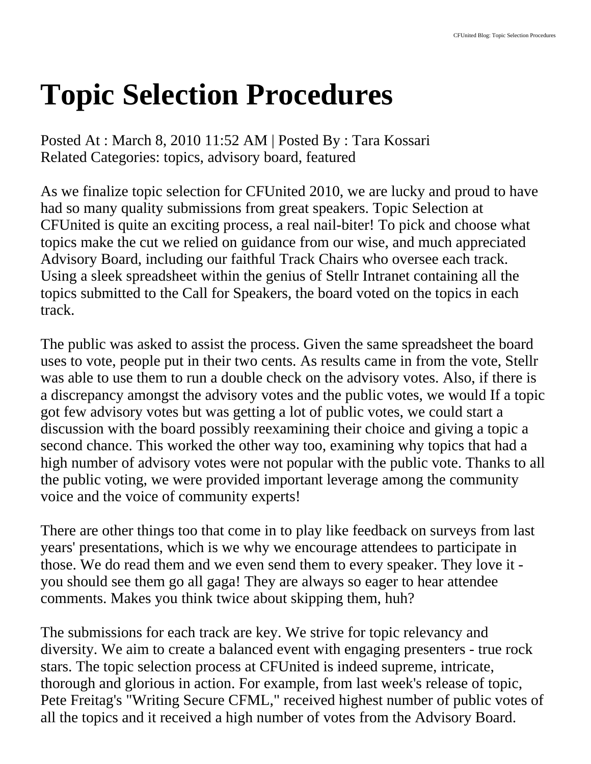# Topic Selection Procedures

Posted At : March 8, 2010 11:52 AM | Posted By : Tara Kossari
Related Categories: topics, advisory board, featured

As we finalize topic selection for CFUnited 2010, we are lucky and proud to have had so many quality submissions from great speakers. Topic Selection at CFUnited is quite an exciting process, a real nail-biter! To pick and choose what topics make the cut we relied on guidance from our wise, and much appreciated Advisory Board, including our faithful Track Chairs who oversee each track. Using a sleek spreadsheet within the genius of Stellr Intranet containing all the topics submitted to the Call for Speakers, the board voted on the topics in each track.

The public was asked to assist the process. Given the same spreadsheet the board uses to vote, people put in their two cents. As results came in from the vote, Stellr was able to use them to run a double check on the advisory votes. Also, if there is a discrepancy amongst the advisory votes and the public votes, we would If a topic got few advisory votes but was getting a lot of public votes, we could start a discussion with the board possibly reexamining their choice and giving a topic a second chance. This worked the other way too, examining why topics that had a high number of advisory votes were not popular with the public vote. Thanks to all the public voting, we were provided important leverage among the community voice and the voice of community experts!

There are other things too that come in to play like feedback on surveys from last years' presentations, which is we why we encourage attendees to participate in those. We do read them and we even send them to every speaker. They love it - you should see them go all gaga! They are always so eager to hear attendee comments. Makes you think twice about skipping them, huh?

The submissions for each track are key. We strive for topic relevancy and diversity. We aim to create a balanced event with engaging presenters - true rock stars. The topic selection process at CFUnited is indeed supreme, intricate, thorough and glorious in action. For example, from last week's release of topic, Pete Freitag's "Writing Secure CFML," received highest number of public votes of all the topics and it received a high number of votes from the Advisory Board.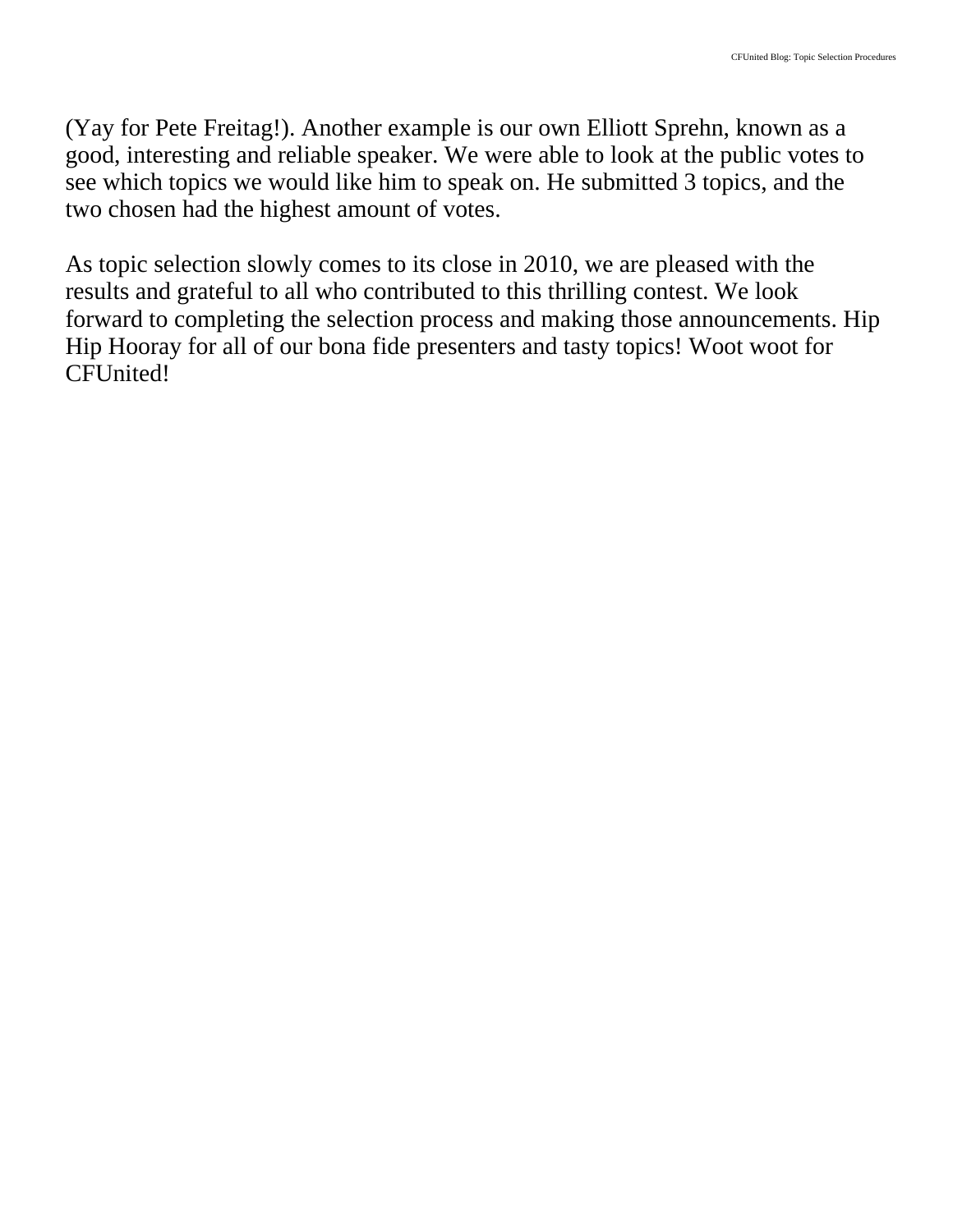(Yay for Pete Freitag!). Another example is our own Elliott Sprehn, known as a good, interesting and reliable speaker. We were able to look at the public votes to see which topics we would like him to speak on. He submitted 3 topics, and the two chosen had the highest amount of votes.

As topic selection slowly comes to its close in 2010, we are pleased with the results and grateful to all who contributed to this thrilling contest. We look forward to completing the selection process and making those announcements. Hip Hip Hooray for all of our bona fide presenters and tasty topics! Woot woot for CFUnited!